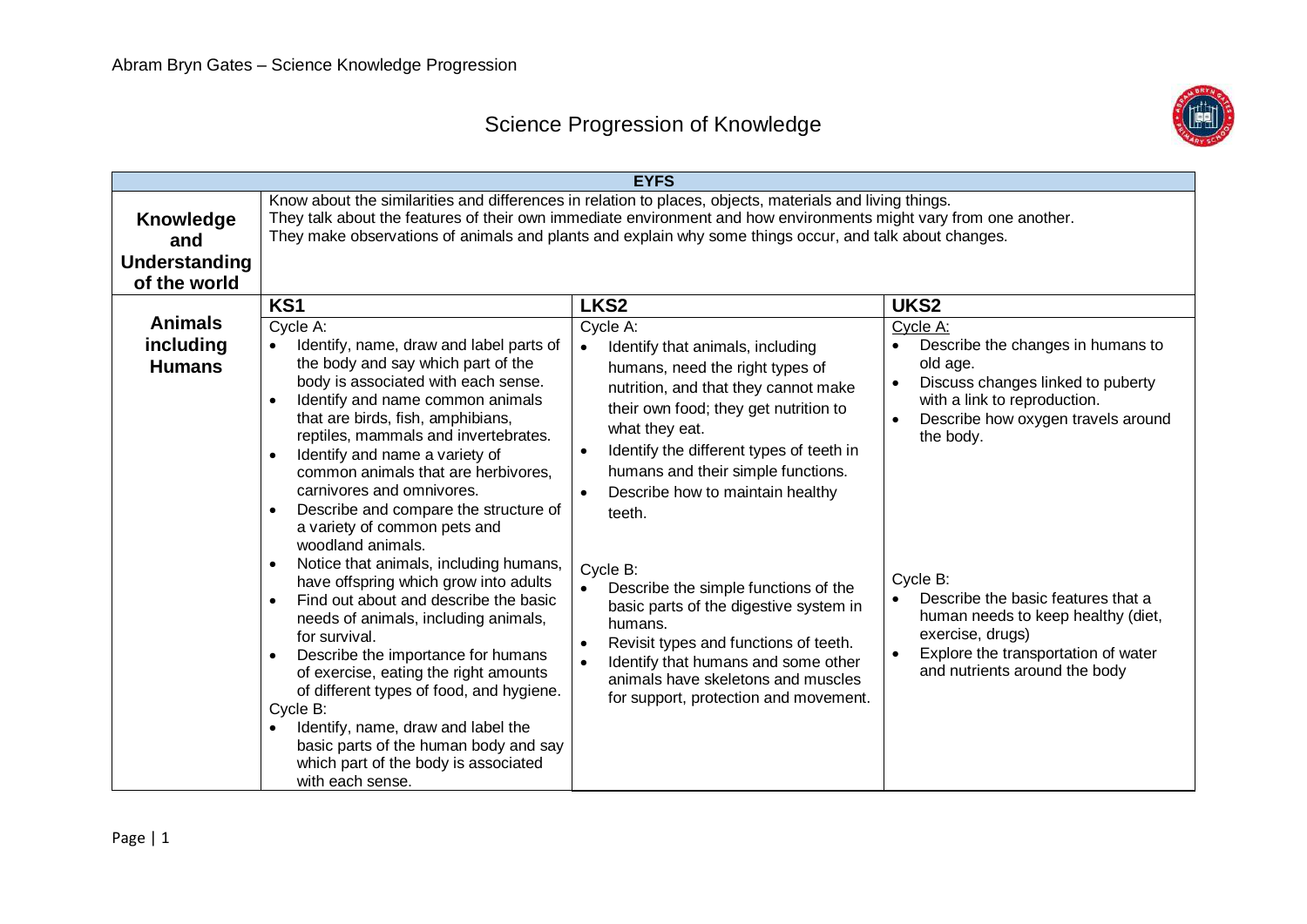# Science Progression of Knowledge

| **EYFS** | | | |
|---|---|---|---|
| **Knowledge and Understanding of the world** | Know about the similarities and differences in relation to places, objects, materials and living things.<br>They talk about the features of their own immediate environment and how environments might vary from one another.<br>They make observations of animals and plants and explain why some things occur, and talk about changes. | | |
| | **KS1** | **LKS2** | **UKS2** |
| **Animals including Humans** | Cycle A:<br>• Identify, name, draw and label parts of the body and say which part of the body is associated with each sense.<br>• Identify and name common animals that are birds, fish, amphibians, reptiles, mammals and invertebrates.<br>• Identify and name a variety of common animals that are herbivores, carnivores and omnivores.<br>• Describe and compare the structure of a variety of common pets and woodland animals.<br>• Notice that animals, including humans, have offspring which grow into adults<br>• Find out about and describe the basic needs of animals, including animals, for survival.<br>• Describe the importance for humans of exercise, eating the right amounts of different types of food, and hygiene.<br>Cycle B:<br>• Identify, name, draw and label the basic parts of the human body and say which part of the body is associated with each sense. | Cycle A:<br>• Identify that animals, including humans, need the right types of nutrition, and that they cannot make their own food; they get nutrition to what they eat.<br>• Identify the different types of teeth in humans and their simple functions.<br>• Describe how to maintain healthy teeth.<br><br>Cycle B:<br>• Describe the simple functions of the basic parts of the digestive system in humans.<br>• Revisit types and functions of teeth.<br>• Identify that humans and some other animals have skeletons and muscles for support, protection and movement. | Cycle A:<br>• Describe the changes in humans to old age.<br>• Discuss changes linked to puberty with a link to reproduction.<br>• Describe how oxygen travels around the body.<br><br>Cycle B:<br>• Describe the basic features that a human needs to keep healthy (diet, exercise, drugs)<br>• Explore the transportation of water and nutrients around the body |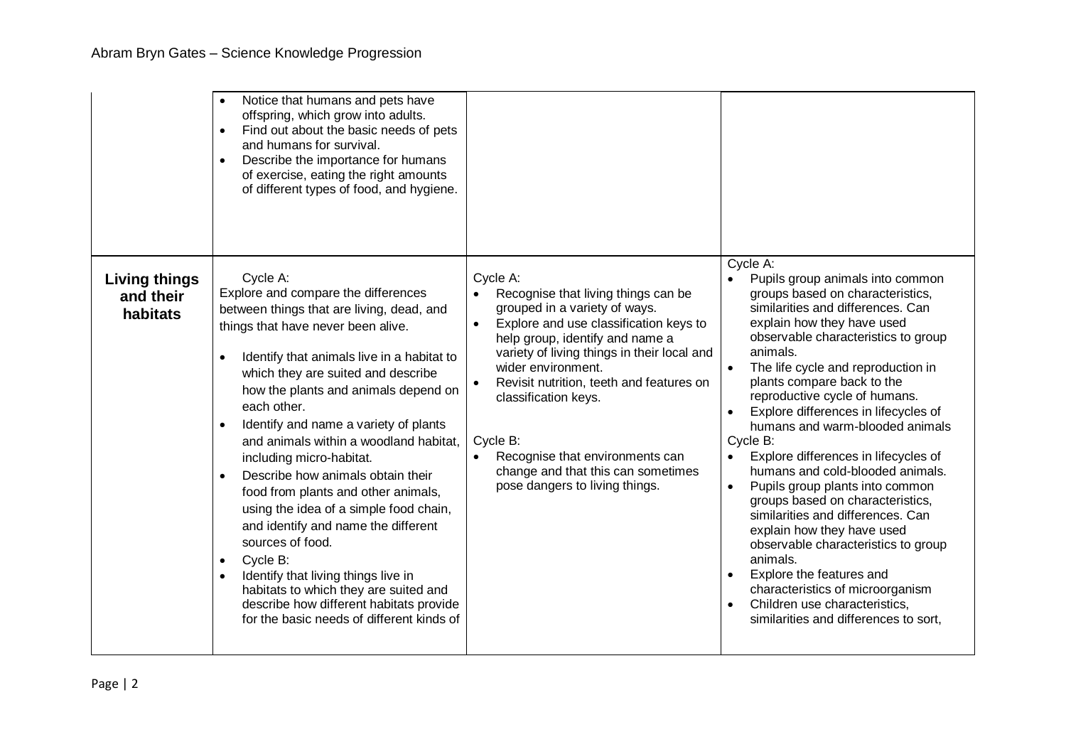| | | | |
|---|---|---|---|
| | • Notice that humans and pets have offspring, which grow into adults.<br>• Find out about the basic needs of pets and humans for survival.<br>• Describe the importance for humans of exercise, eating the right amounts of different types of food, and hygiene. | | |
| **Living things and their habitats** | Cycle A:<br>Explore and compare the differences between things that are living, dead, and things that have never been alive.<br>• Identify that animals live in a habitat to which they are suited and describe how the plants and animals depend on each other.<br>• Identify and name a variety of plants and animals within a woodland habitat, including micro-habitat.<br>• Describe how animals obtain their food from plants and other animals, using the idea of a simple food chain, and identify and name the different sources of food.<br>• Cycle B:<br>• Identify that living things live in habitats to which they are suited and describe how different habitats provide for the basic needs of different kinds of | Cycle A:<br>• Recognise that living things can be grouped in a variety of ways.<br>• Explore and use classification keys to help group, identify and name a variety of living things in their local and wider environment.<br>• Revisit nutrition, teeth and features on classification keys.<br><br>Cycle B:<br>• Recognise that environments can change and that this can sometimes pose dangers to living things. | Cycle A:<br>• Pupils group animals into common groups based on characteristics, similarities and differences. Can explain how they have used observable characteristics to group animals.<br>• The life cycle and reproduction in plants compare back to the reproductive cycle of humans.<br>• Explore differences in lifecycles of humans and warm-blooded animals<br>Cycle B:<br>• Explore differences in lifecycles of humans and cold-blooded animals.<br>• Pupils group plants into common groups based on characteristics, similarities and differences. Can explain how they have used observable characteristics to group animals.<br>• Explore the features and characteristics of microorganism<br>• Children use characteristics, similarities and differences to sort, |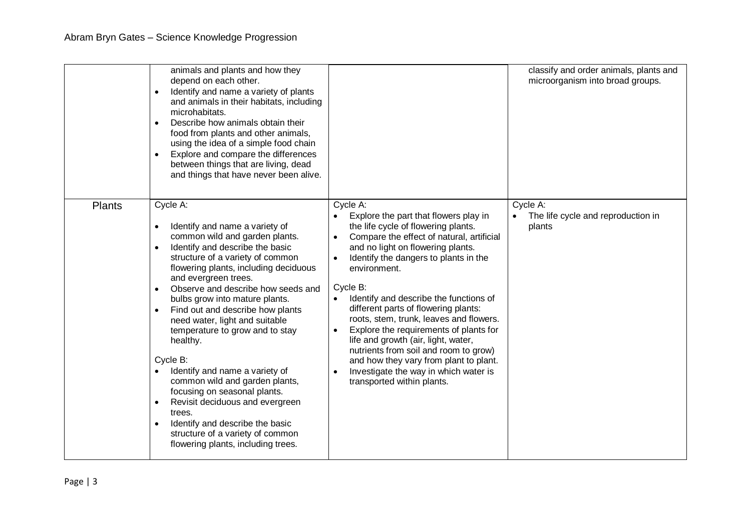| | | | |
|---|---|---|---|
| | animals and plants and how they depend on each other.<br>• Identify and name a variety of plants and animals in their habitats, including microhabitats.<br>• Describe how animals obtain their food from plants and other animals, using the idea of a simple food chain<br>• Explore and compare the differences between things that are living, dead and things that have never been alive. | | classify and order animals, plants and microorganism into broad groups. |
| Plants | Cycle A:<br>• Identify and name a variety of common wild and garden plants.<br>• Identify and describe the basic structure of a variety of common flowering plants, including deciduous and evergreen trees.<br>• Observe and describe how seeds and bulbs grow into mature plants.<br>• Find out and describe how plants need water, light and suitable temperature to grow and to stay healthy.<br><br>Cycle B:<br>• Identify and name a variety of common wild and garden plants, focusing on seasonal plants.<br>• Revisit deciduous and evergreen trees.<br>• Identify and describe the basic structure of a variety of common flowering plants, including trees. | Cycle A:<br>• Explore the part that flowers play in the life cycle of flowering plants.<br>• Compare the effect of natural, artificial and no light on flowering plants.<br>• Identify the dangers to plants in the environment.<br><br>Cycle B:<br>• Identify and describe the functions of different parts of flowering plants: roots, stem, trunk, leaves and flowers.<br>• Explore the requirements of plants for life and growth (air, light, water, nutrients from soil and room to grow) and how they vary from plant to plant.<br>• Investigate the way in which water is transported within plants. | Cycle A:<br>• The life cycle and reproduction in plants |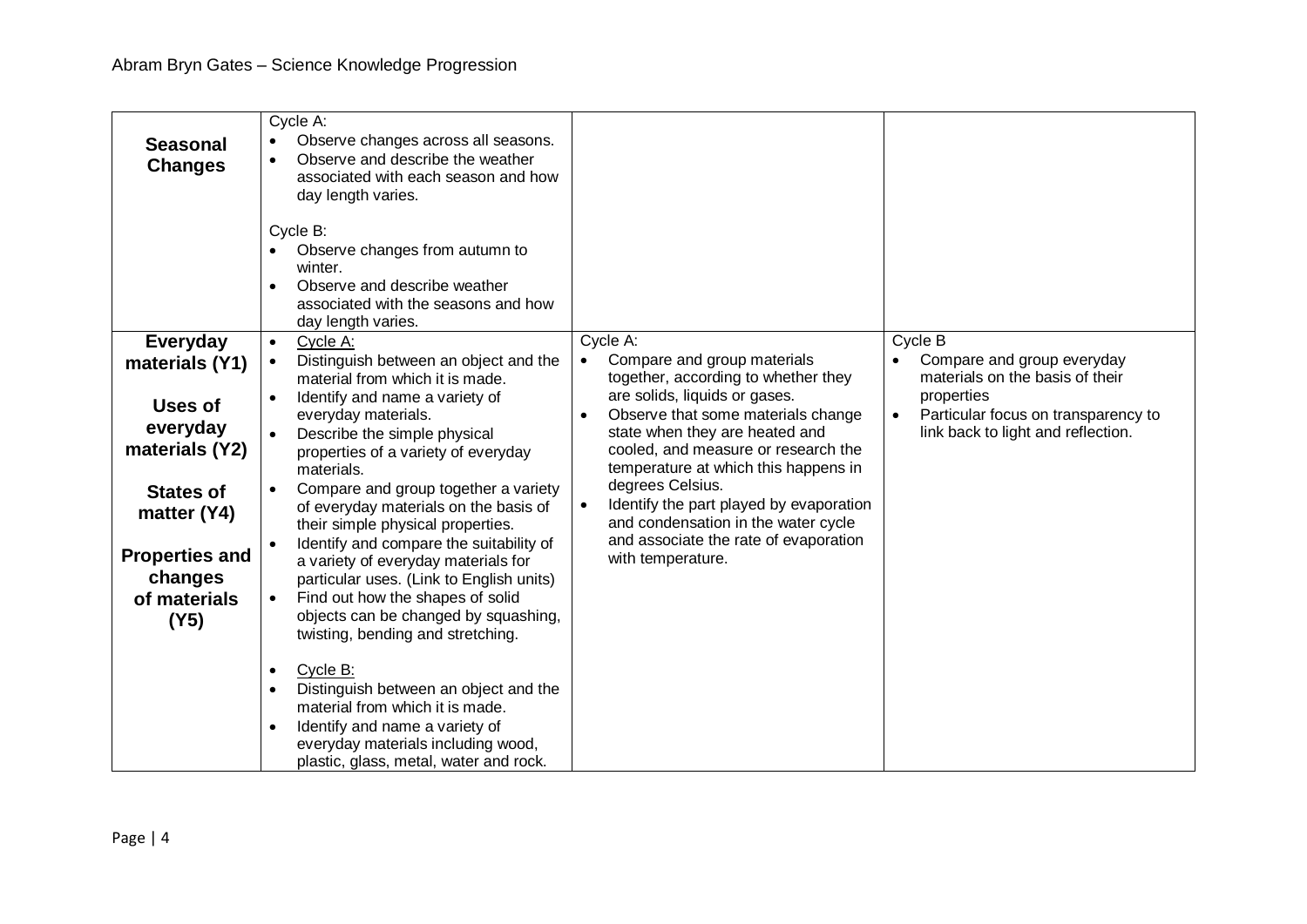| | | | |
|---|---|---|---|
| **Seasonal Changes** | Cycle A:<br>• Observe changes across all seasons.<br>• Observe and describe the weather associated with each season and how day length varies.<br><br>Cycle B:<br>• Observe changes from autumn to winter.<br>• Observe and describe weather associated with the seasons and how day length varies. | | |
| **Everyday materials (Y1)**<br><br>**Uses of everyday materials (Y2)**<br><br>**States of matter (Y4)**<br><br>**Properties and changes of materials (Y5)** | • Cycle A:<br>• Distinguish between an object and the material from which it is made.<br>• Identify and name a variety of everyday materials.<br>• Describe the simple physical properties of a variety of everyday materials.<br>• Compare and group together a variety of everyday materials on the basis of their simple physical properties.<br>• Identify and compare the suitability of a variety of everyday materials for particular uses. (Link to English units)<br>• Find out how the shapes of solid objects can be changed by squashing, twisting, bending and stretching.<br><br>• Cycle B:<br>• Distinguish between an object and the material from which it is made.<br>• Identify and name a variety of everyday materials including wood, plastic, glass, metal, water and rock. | Cycle A:<br>• Compare and group materials together, according to whether they are solids, liquids or gases.<br>• Observe that some materials change state when they are heated and cooled, and measure or research the temperature at which this happens in degrees Celsius.<br>• Identify the part played by evaporation and condensation in the water cycle and associate the rate of evaporation with temperature. | Cycle B<br>• Compare and group everyday materials on the basis of their properties<br>• Particular focus on transparency to link back to light and reflection. |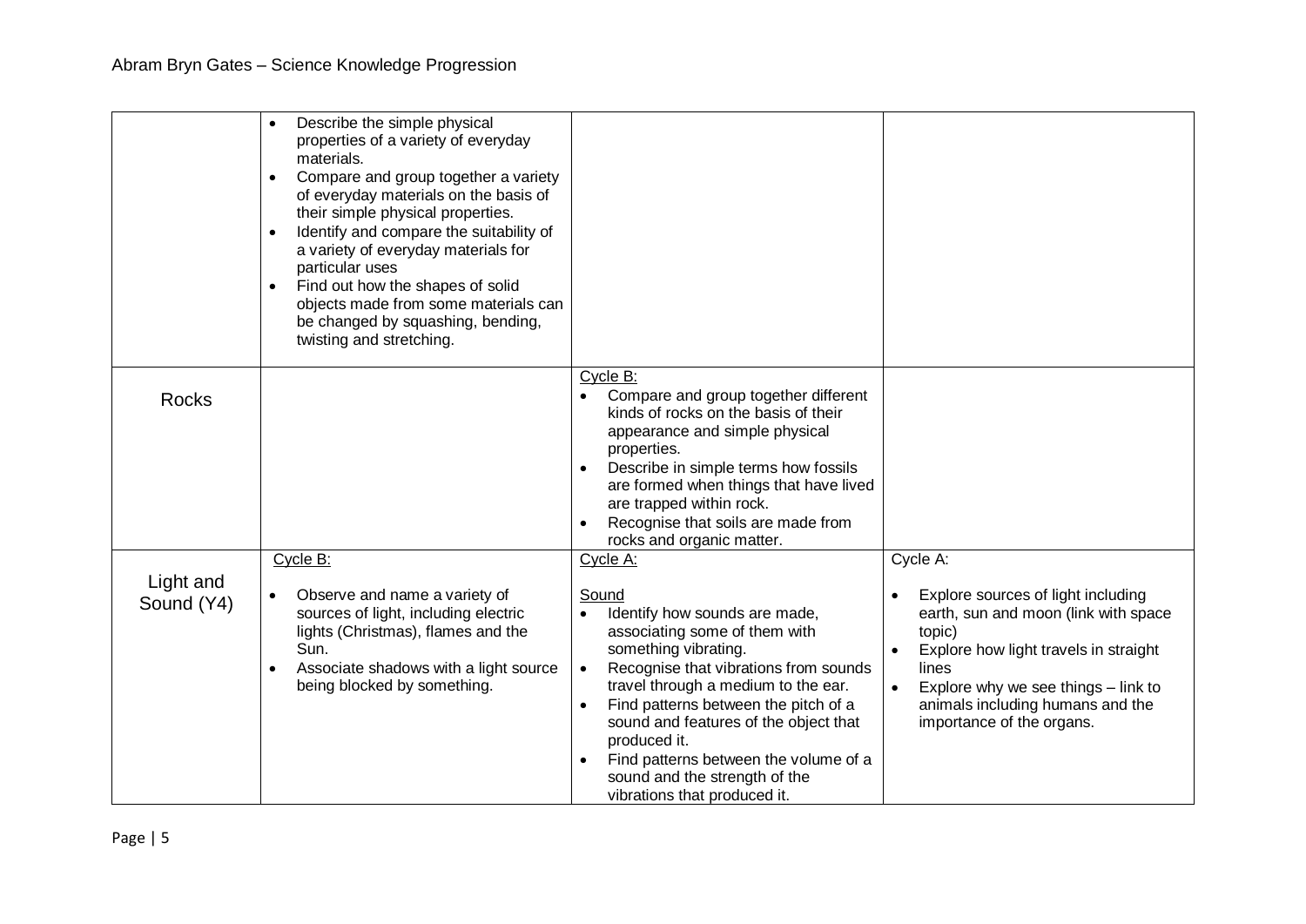| | | | |
|---|---|---|---|
| | • Describe the simple physical properties of a variety of everyday materials.<br>• Compare and group together a variety of everyday materials on the basis of their simple physical properties.<br>• Identify and compare the suitability of a variety of everyday materials for particular uses<br>• Find out how the shapes of solid objects made from some materials can be changed by squashing, bending, twisting and stretching. | | |
| Rocks | | Cycle B:<br>• Compare and group together different kinds of rocks on the basis of their appearance and simple physical properties.<br>• Describe in simple terms how fossils are formed when things that have lived are trapped within rock.<br>• Recognise that soils are made from rocks and organic matter. | |
| Light and Sound (Y4) | Cycle B:<br>• Observe and name a variety of sources of light, including electric lights (Christmas), flames and the Sun.<br>• Associate shadows with a light source being blocked by something. | Cycle A:<br>Sound<br>• Identify how sounds are made, associating some of them with something vibrating.<br>• Recognise that vibrations from sounds travel through a medium to the ear.<br>• Find patterns between the pitch of a sound and features of the object that produced it.<br>• Find patterns between the volume of a sound and the strength of the vibrations that produced it. | Cycle A:<br>• Explore sources of light including earth, sun and moon (link with space topic)<br>• Explore how light travels in straight lines<br>• Explore why we see things – link to animals including humans and the importance of the organs. |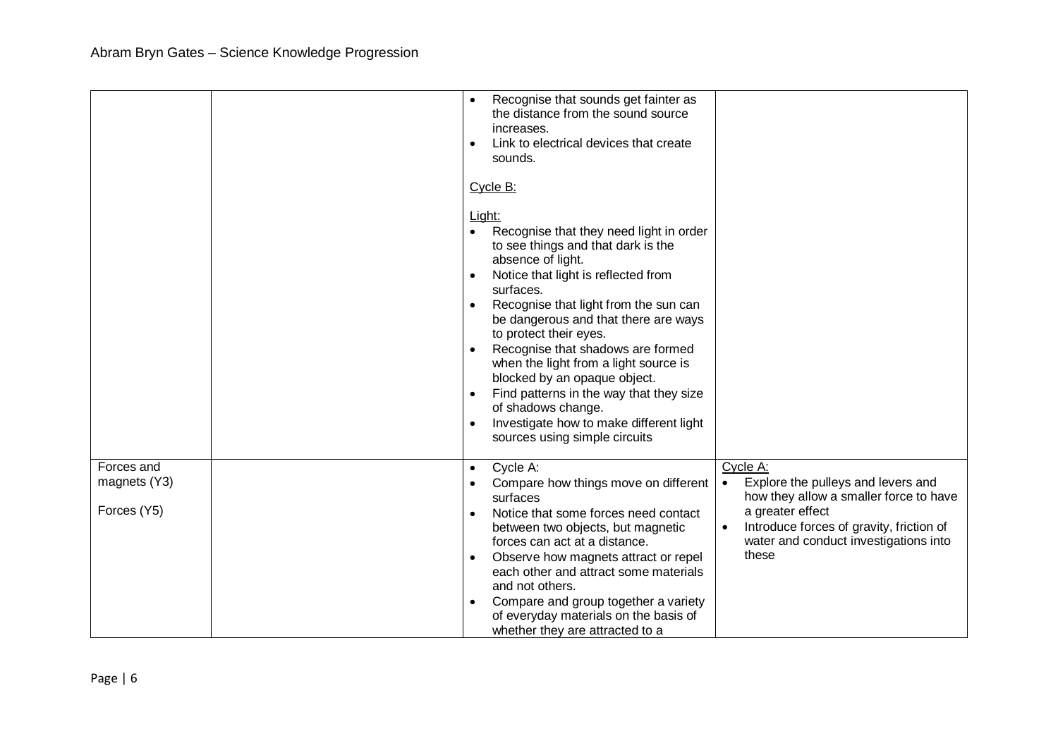| | | | |
|---|---|---|---|
| | | • Recognise that sounds get fainter as the distance from the sound source increases.<br>• Link to electrical devices that create sounds.<br><br><u>Cycle B:</u><br><br><u>Light:</u><br>• Recognise that they need light in order to see things and that dark is the absence of light.<br>• Notice that light is reflected from surfaces.<br>• Recognise that light from the sun can be dangerous and that there are ways to protect their eyes.<br>• Recognise that shadows are formed when the light from a light source is blocked by an opaque object.<br>• Find patterns in the way that they size of shadows change.<br>• Investigate how to make different light sources using simple circuits | |
| Forces and magnets (Y3)<br><br>Forces (Y5) | | • Cycle A:<br>• Compare how things move on different surfaces<br>• Notice that some forces need contact between two objects, but magnetic forces can act at a distance.<br>• Observe how magnets attract or repel each other and attract some materials and not others.<br>• Compare and group together a variety of everyday materials on the basis of whether they are attracted to a | <u>Cycle A:</u><br>• Explore the pulleys and levers and how they allow a smaller force to have a greater effect<br>• Introduce forces of gravity, friction of water and conduct investigations into these |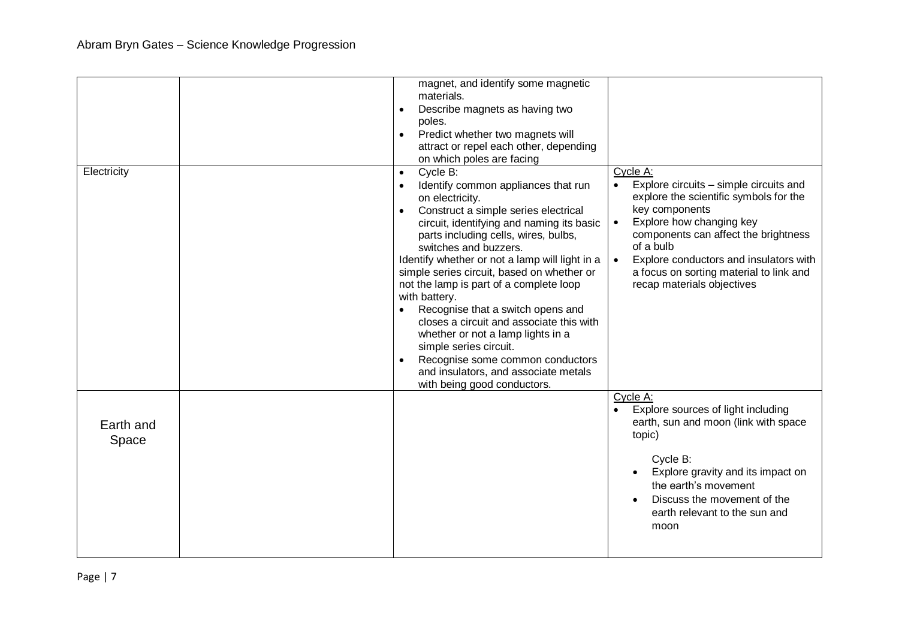| | | | |
|---|---|---|---|
| | | magnet, and identify some magnetic materials.<br>• Describe magnets as having two poles.<br>• Predict whether two magnets will attract or repel each other, depending on which poles are facing | |
| Electricity | | • Cycle B:<br>• Identify common appliances that run on electricity.<br>• Construct a simple series electrical circuit, identifying and naming its basic parts including cells, wires, bulbs, switches and buzzers.<br>Identify whether or not a lamp will light in a simple series circuit, based on whether or not the lamp is part of a complete loop with battery.<br>• Recognise that a switch opens and closes a circuit and associate this with whether or not a lamp lights in a simple series circuit.<br>• Recognise some common conductors and insulators, and associate metals with being good conductors. | Cycle A:<br>• Explore circuits – simple circuits and explore the scientific symbols for the key components<br>• Explore how changing key components can affect the brightness of a bulb<br>• Explore conductors and insulators with a focus on sorting material to link and recap materials objectives |
| Earth and Space | | | Cycle A:<br>• Explore sources of light including earth, sun and moon (link with space topic)<br><br>Cycle B:<br>• Explore gravity and its impact on the earth's movement<br>• Discuss the movement of the earth relevant to the sun and moon |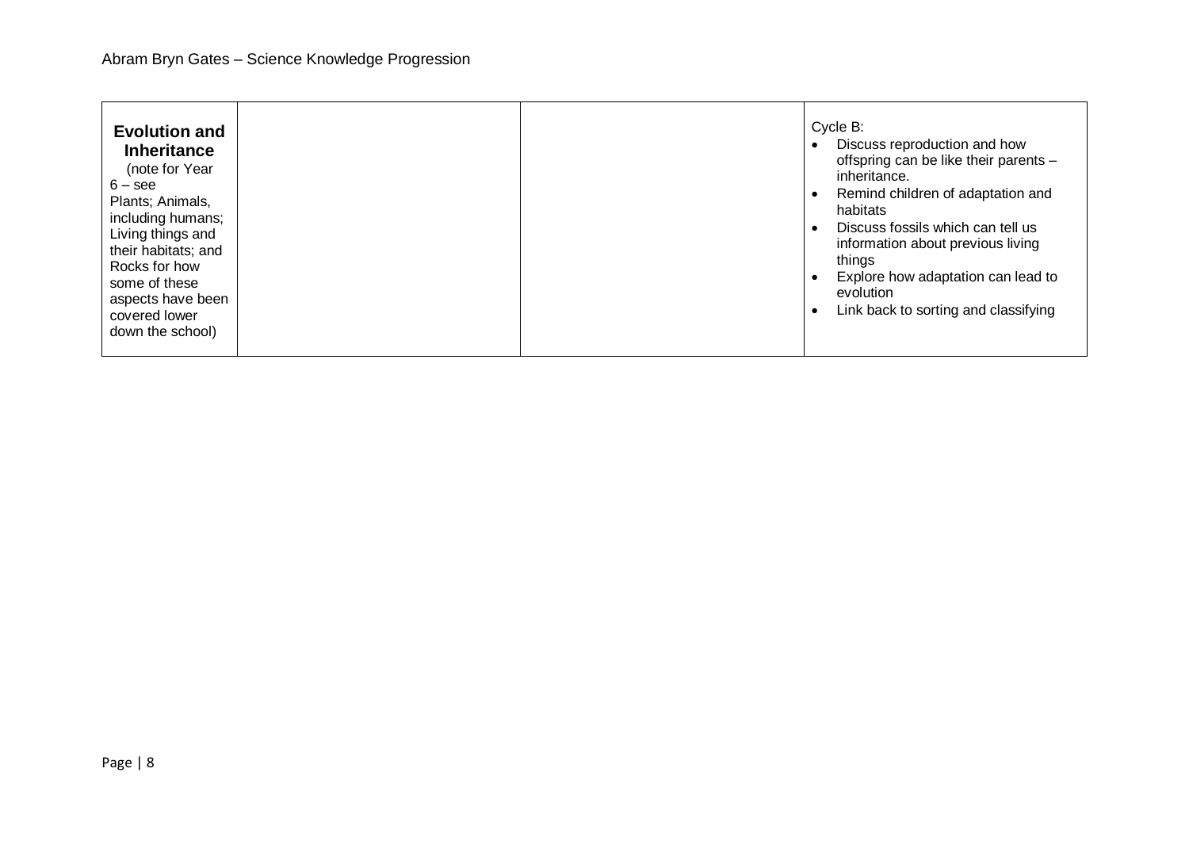| | | | |
|---|---|---|---|
| **Evolution and Inheritance** (note for Year 6 – see Plants; Animals, including humans; Living things and their habitats; and Rocks for how some of these aspects have been covered lower down the school) | | | Cycle B:<br>• Discuss reproduction and how offspring can be like their parents – inheritance.<br>• Remind children of adaptation and habitats<br>• Discuss fossils which can tell us information about previous living things<br>• Explore how adaptation can lead to evolution<br>• Link back to sorting and classifying |